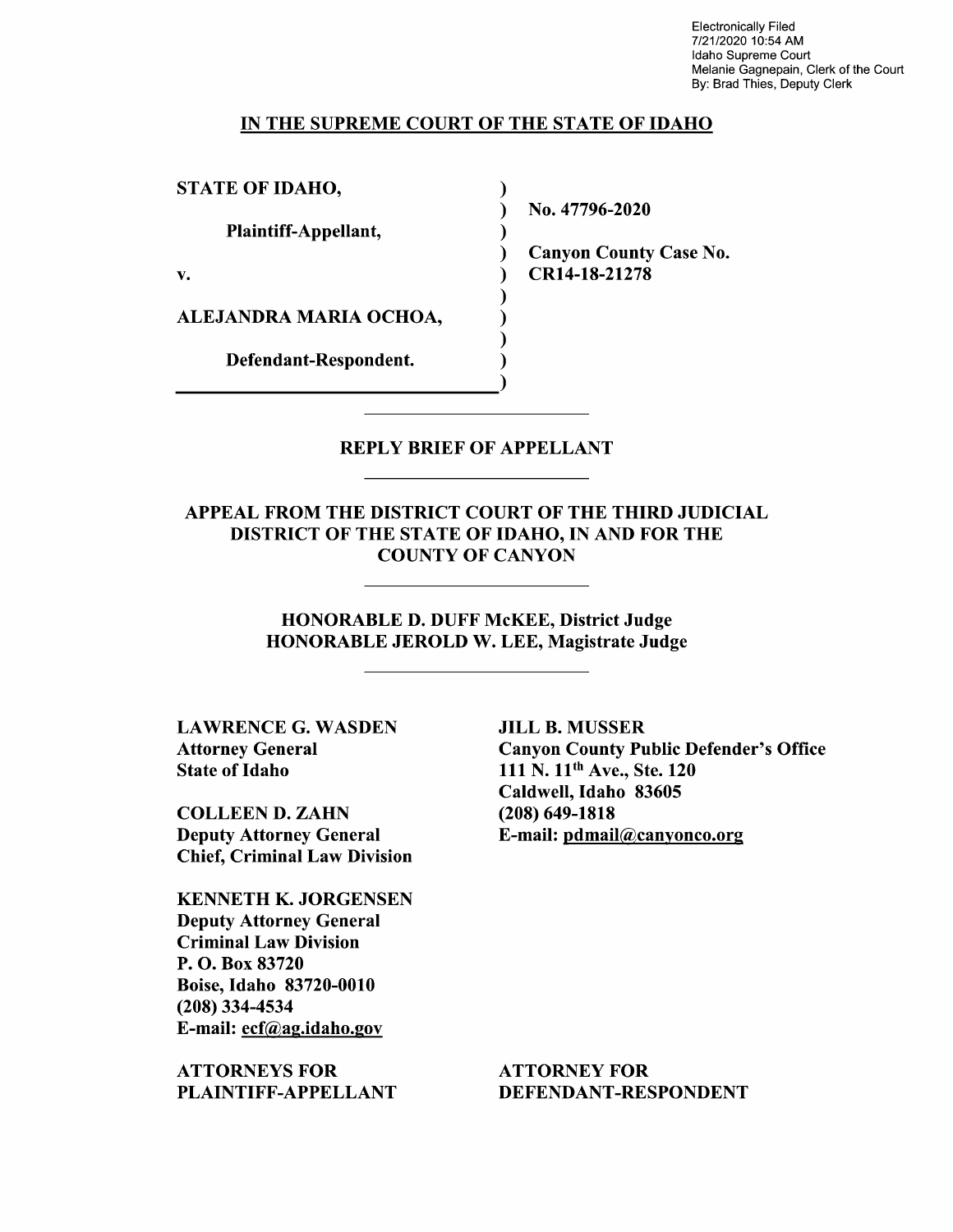Electronically Filed
7/21/2020 10:54 AM
Idaho Supreme Court
Melanie Gagnepain, Clerk of the Court
By: Brad Thies, Deputy Clerk

**IN THE SUPREME COURT OF THE STATE OF IDAHO**

| | | |
|---|---|---|
| **STATE OF IDAHO,** | ) | |
| | ) | **No. 47796-2020** |
| **Plaintiff-Appellant,** | ) | |
| | ) | **Canyon County Case No.** |
| **v.** | ) | **CR14-18-21278** |
| | ) | |
| **ALEJANDRA MARIA OCHOA,** | ) | |
| | ) | |
| **Defendant-Respondent.** | ) | |
| | ) | |

## REPLY BRIEF OF APPELLANT

### APPEAL FROM THE DISTRICT COURT OF THE THIRD JUDICIAL DISTRICT OF THE STATE OF IDAHO, IN AND FOR THE COUNTY OF CANYON

**HONORABLE D. DUFF McKEE, District Judge**
**HONORABLE JEROLD W. LEE, Magistrate Judge**

**LAWRENCE G. WASDEN**
**Attorney General**
**State of Idaho**

**COLLEEN D. ZAHN**
**Deputy Attorney General**
**Chief, Criminal Law Division**

**KENNETH K. JORGENSEN**
**Deputy Attorney General**
**Criminal Law Division**
**P. O. Box 83720**
**Boise, Idaho 83720-0010**
**(208) 334-4534**
**E-mail: ecf@ag.idaho.gov**

**ATTORNEYS FOR PLAINTIFF-APPELLANT**

**JILL B. MUSSER**
**Canyon County Public Defender's Office**
**111 N. 11th Ave., Ste. 120**
**Caldwell, Idaho 83605**
**(208) 649-1818**
**E-mail: pdmail@canyonco.org**

**ATTORNEY FOR DEFENDANT-RESPONDENT**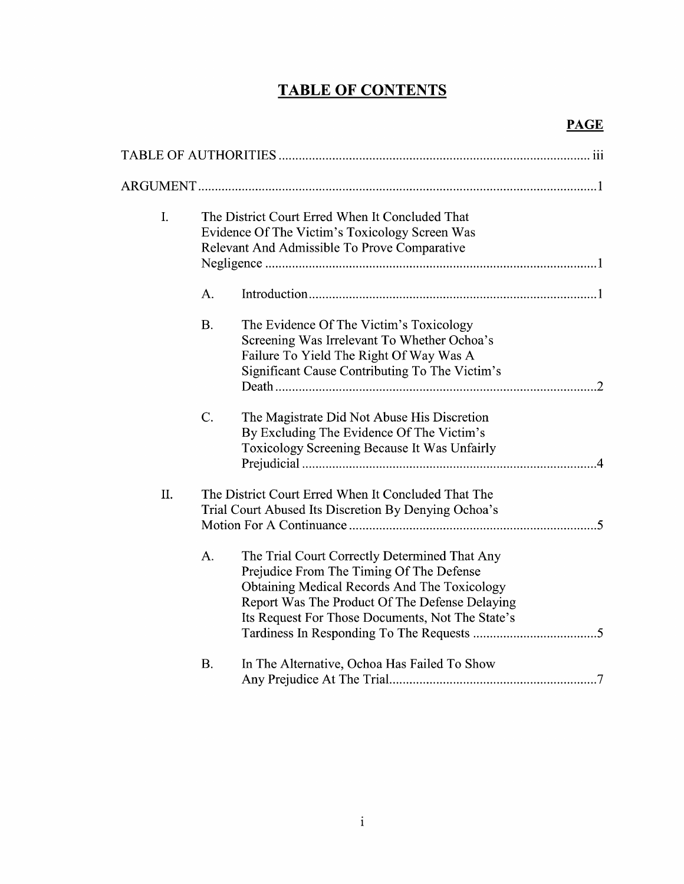# TABLE OF CONTENTS

| | PAGE |
|---|---|
| TABLE OF AUTHORITIES | iii |
| ARGUMENT | 1 |
| I. The District Court Erred When It Concluded That Evidence Of The Victim's Toxicology Screen Was Relevant And Admissible To Prove Comparative Negligence | 1 |
| A. Introduction | 1 |
| B. The Evidence Of The Victim's Toxicology Screening Was Irrelevant To Whether Ochoa's Failure To Yield The Right Of Way Was A Significant Cause Contributing To The Victim's Death | 2 |
| C. The Magistrate Did Not Abuse His Discretion By Excluding The Evidence Of The Victim's Toxicology Screening Because It Was Unfairly Prejudicial | 4 |
| II. The District Court Erred When It Concluded That The Trial Court Abused Its Discretion By Denying Ochoa's Motion For A Continuance | 5 |
| A. The Trial Court Correctly Determined That Any Prejudice From The Timing Of The Defense Obtaining Medical Records And The Toxicology Report Was The Product Of The Defense Delaying Its Request For Those Documents, Not The State's Tardiness In Responding To The Requests | 5 |
| B. In The Alternative, Ochoa Has Failed To Show Any Prejudice At The Trial | 7 |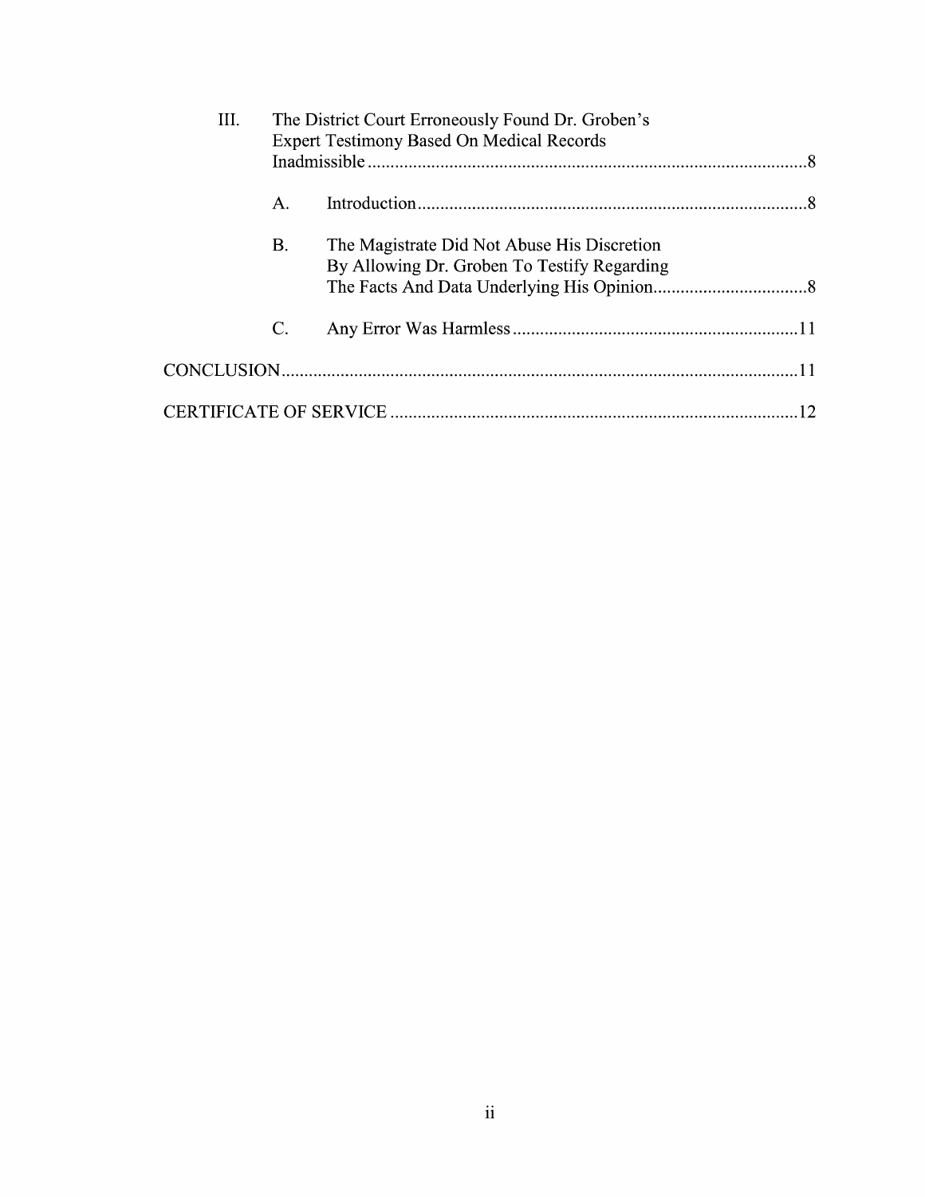III. The District Court Erroneously Found Dr. Groben's Expert Testimony Based On Medical Records Inadmissible ........ 8

   A. Introduction ........ 8

   B. The Magistrate Did Not Abuse His Discretion By Allowing Dr. Groben To Testify Regarding The Facts And Data Underlying His Opinion ........ 8

   C. Any Error Was Harmless ........ 11

CONCLUSION ........ 11

CERTIFICATE OF SERVICE ........ 12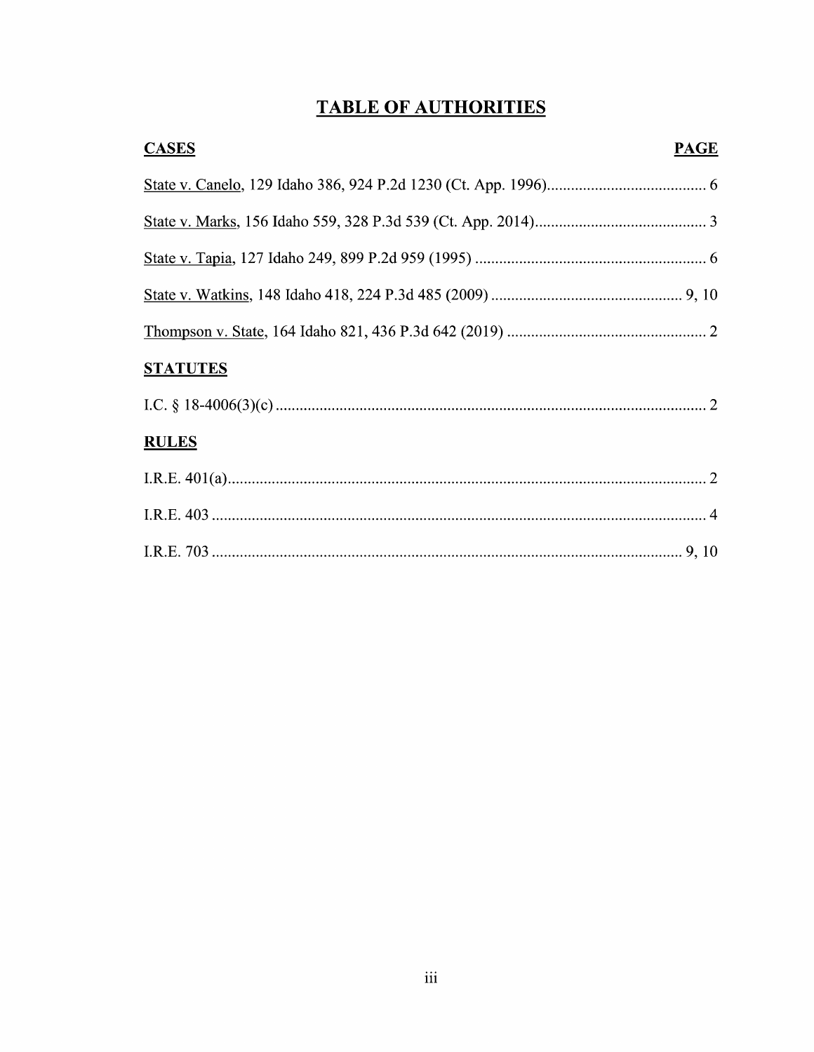# TABLE OF AUTHORITIES

| CASES | PAGE |
|---|---|
| State v. Canelo, 129 Idaho 386, 924 P.2d 1230 (Ct. App. 1996) | 6 |
| State v. Marks, 156 Idaho 559, 328 P.3d 539 (Ct. App. 2014) | 3 |
| State v. Tapia, 127 Idaho 249, 899 P.2d 959 (1995) | 6 |
| State v. Watkins, 148 Idaho 418, 224 P.3d 485 (2009) | 9, 10 |
| Thompson v. State, 164 Idaho 821, 436 P.3d 642 (2019) | 2 |

**STATUTES**

| | |
|---|---|
| I.C. § 18-4006(3)(c) | 2 |

**RULES**

| | |
|---|---|
| I.R.E. 401(a) | 2 |
| I.R.E. 403 | 4 |
| I.R.E. 703 | 9, 10 |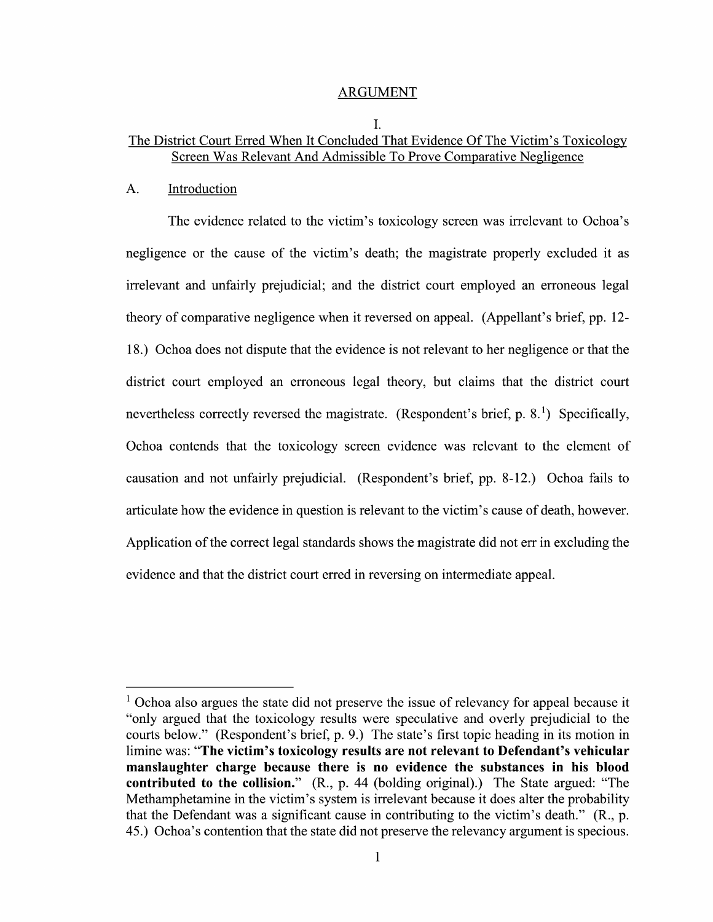## ARGUMENT

### I.
### The District Court Erred When It Concluded That Evidence Of The Victim's Toxicology Screen Was Relevant And Admissible To Prove Comparative Negligence

### A. Introduction

The evidence related to the victim's toxicology screen was irrelevant to Ochoa's negligence or the cause of the victim's death; the magistrate properly excluded it as irrelevant and unfairly prejudicial; and the district court employed an erroneous legal theory of comparative negligence when it reversed on appeal. (Appellant's brief, pp. 12-18.) Ochoa does not dispute that the evidence is not relevant to her negligence or that the district court employed an erroneous legal theory, but claims that the district court nevertheless correctly reversed the magistrate. (Respondent's brief, p. 8.[1]) Specifically, Ochoa contends that the toxicology screen evidence was relevant to the element of causation and not unfairly prejudicial. (Respondent's brief, pp. 8-12.) Ochoa fails to articulate how the evidence in question is relevant to the victim's cause of death, however. Application of the correct legal standards shows the magistrate did not err in excluding the evidence and that the district court erred in reversing on intermediate appeal.

---

[1] Ochoa also argues the state did not preserve the issue of relevancy for appeal because it "only argued that the toxicology results were speculative and overly prejudicial to the courts below." (Respondent's brief, p. 9.) The state's first topic heading in its motion in limine was: "**The victim's toxicology results are not relevant to Defendant's vehicular manslaughter charge because there is no evidence the substances in his blood contributed to the collision.**" (R., p. 44 (bolding original).) The State argued: "The Methamphetamine in the victim's system is irrelevant because it does alter the probability that the Defendant was a significant cause in contributing to the victim's death." (R., p. 45.) Ochoa's contention that the state did not preserve the relevancy argument is specious.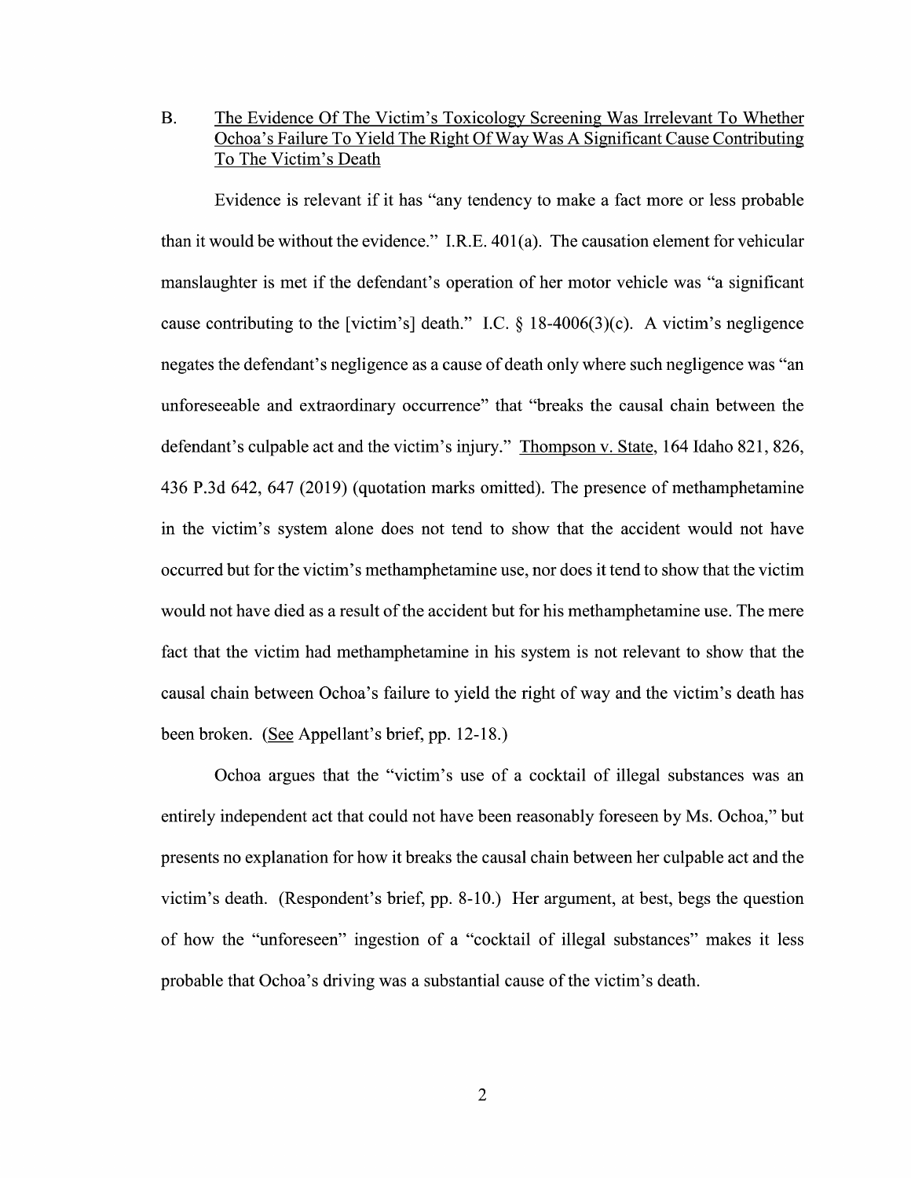B. <u>The Evidence Of The Victim's Toxicology Screening Was Irrelevant To Whether Ochoa's Failure To Yield The Right Of Way Was A Significant Cause Contributing To The Victim's Death</u>

Evidence is relevant if it has "any tendency to make a fact more or less probable than it would be without the evidence." I.R.E. 401(a). The causation element for vehicular manslaughter is met if the defendant's operation of her motor vehicle was "a significant cause contributing to the [victim's] death." I.C. § 18-4006(3)(c). A victim's negligence negates the defendant's negligence as a cause of death only where such negligence was "an unforeseeable and extraordinary occurrence" that "breaks the causal chain between the defendant's culpable act and the victim's injury." <u>Thompson v. State</u>, 164 Idaho 821, 826, 436 P.3d 642, 647 (2019) (quotation marks omitted). The presence of methamphetamine in the victim's system alone does not tend to show that the accident would not have occurred but for the victim's methamphetamine use, nor does it tend to show that the victim would not have died as a result of the accident but for his methamphetamine use. The mere fact that the victim had methamphetamine in his system is not relevant to show that the causal chain between Ochoa's failure to yield the right of way and the victim's death has been broken. (<u>See</u> Appellant's brief, pp. 12-18.)

Ochoa argues that the "victim's use of a cocktail of illegal substances was an entirely independent act that could not have been reasonably foreseen by Ms. Ochoa," but presents no explanation for how it breaks the causal chain between her culpable act and the victim's death. (Respondent's brief, pp. 8-10.) Her argument, at best, begs the question of how the "unforeseen" ingestion of a "cocktail of illegal substances" makes it less probable that Ochoa's driving was a substantial cause of the victim's death.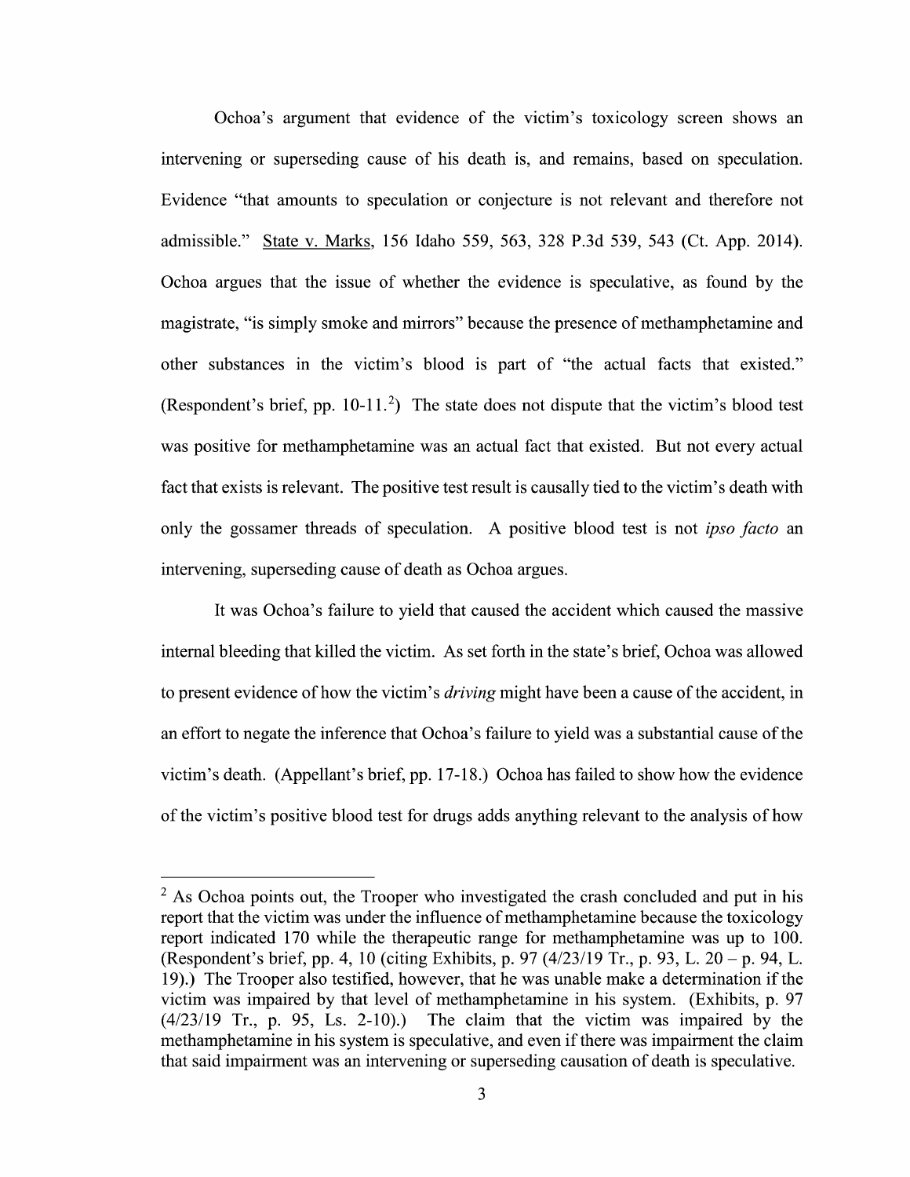Ochoa's argument that evidence of the victim's toxicology screen shows an intervening or superseding cause of his death is, and remains, based on speculation. Evidence "that amounts to speculation or conjecture is not relevant and therefore not admissible." State v. Marks, 156 Idaho 559, 563, 328 P.3d 539, 543 (Ct. App. 2014). Ochoa argues that the issue of whether the evidence is speculative, as found by the magistrate, "is simply smoke and mirrors" because the presence of methamphetamine and other substances in the victim's blood is part of "the actual facts that existed." (Respondent's brief, pp. 10-11.[2]) The state does not dispute that the victim's blood test was positive for methamphetamine was an actual fact that existed. But not every actual fact that exists is relevant. The positive test result is causally tied to the victim's death with only the gossamer threads of speculation. A positive blood test is not *ipso facto* an intervening, superseding cause of death as Ochoa argues.

It was Ochoa's failure to yield that caused the accident which caused the massive internal bleeding that killed the victim. As set forth in the state's brief, Ochoa was allowed to present evidence of how the victim's *driving* might have been a cause of the accident, in an effort to negate the inference that Ochoa's failure to yield was a substantial cause of the victim's death. (Appellant's brief, pp. 17-18.) Ochoa has failed to show how the evidence of the victim's positive blood test for drugs adds anything relevant to the analysis of how

---

[2] As Ochoa points out, the Trooper who investigated the crash concluded and put in his report that the victim was under the influence of methamphetamine because the toxicology report indicated 170 while the therapeutic range for methamphetamine was up to 100. (Respondent's brief, pp. 4, 10 (citing Exhibits, p. 97 (4/23/19 Tr., p. 93, L. 20 – p. 94, L. 19).) The Trooper also testified, however, that he was unable make a determination if the victim was impaired by that level of methamphetamine in his system. (Exhibits, p. 97 (4/23/19 Tr., p. 95, Ls. 2-10).) The claim that the victim was impaired by the methamphetamine in his system is speculative, and even if there was impairment the claim that said impairment was an intervening or superseding causation of death is speculative.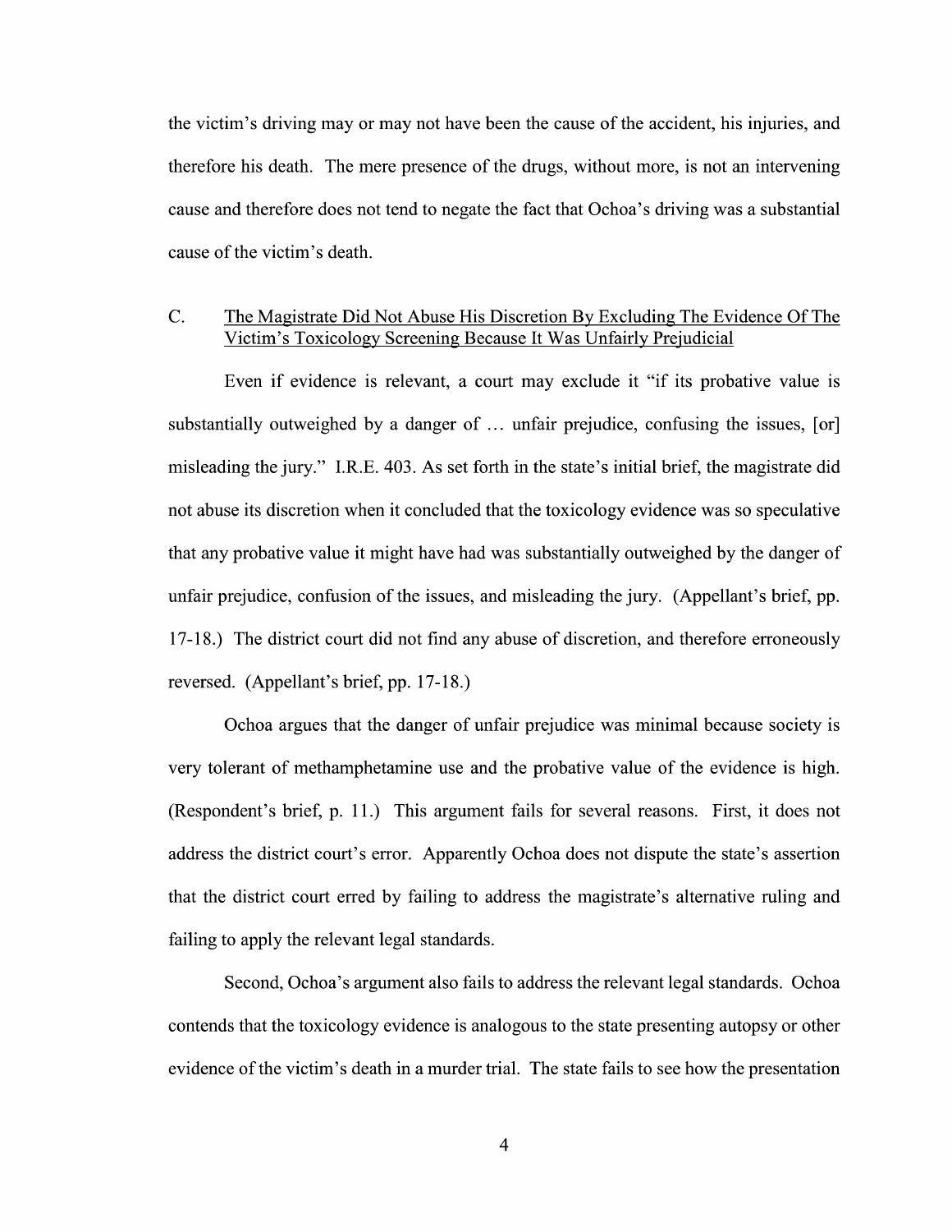the victim's driving may or may not have been the cause of the accident, his injuries, and therefore his death. The mere presence of the drugs, without more, is not an intervening cause and therefore does not tend to negate the fact that Ochoa's driving was a substantial cause of the victim's death.

### C. The Magistrate Did Not Abuse His Discretion By Excluding The Evidence Of The Victim's Toxicology Screening Because It Was Unfairly Prejudicial

Even if evidence is relevant, a court may exclude it "if its probative value is substantially outweighed by a danger of … unfair prejudice, confusing the issues, [or] misleading the jury." I.R.E. 403. As set forth in the state's initial brief, the magistrate did not abuse its discretion when it concluded that the toxicology evidence was so speculative that any probative value it might have had was substantially outweighed by the danger of unfair prejudice, confusion of the issues, and misleading the jury. (Appellant's brief, pp. 17-18.) The district court did not find any abuse of discretion, and therefore erroneously reversed. (Appellant's brief, pp. 17-18.)

Ochoa argues that the danger of unfair prejudice was minimal because society is very tolerant of methamphetamine use and the probative value of the evidence is high. (Respondent's brief, p. 11.) This argument fails for several reasons. First, it does not address the district court's error. Apparently Ochoa does not dispute the state's assertion that the district court erred by failing to address the magistrate's alternative ruling and failing to apply the relevant legal standards.

Second, Ochoa's argument also fails to address the relevant legal standards. Ochoa contends that the toxicology evidence is analogous to the state presenting autopsy or other evidence of the victim's death in a murder trial. The state fails to see how the presentation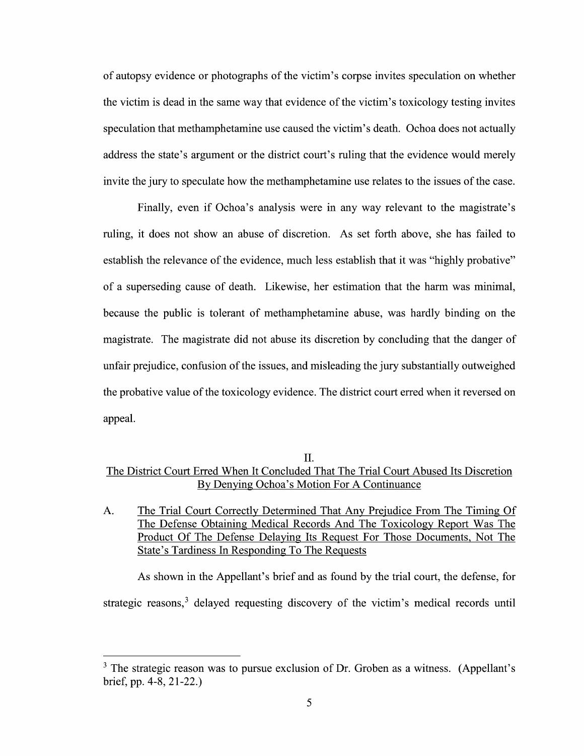of autopsy evidence or photographs of the victim's corpse invites speculation on whether the victim is dead in the same way that evidence of the victim's toxicology testing invites speculation that methamphetamine use caused the victim's death. Ochoa does not actually address the state's argument or the district court's ruling that the evidence would merely invite the jury to speculate how the methamphetamine use relates to the issues of the case.

Finally, even if Ochoa's analysis were in any way relevant to the magistrate's ruling, it does not show an abuse of discretion. As set forth above, she has failed to establish the relevance of the evidence, much less establish that it was "highly probative" of a superseding cause of death. Likewise, her estimation that the harm was minimal, because the public is tolerant of methamphetamine abuse, was hardly binding on the magistrate. The magistrate did not abuse its discretion by concluding that the danger of unfair prejudice, confusion of the issues, and misleading the jury substantially outweighed the probative value of the toxicology evidence. The district court erred when it reversed on appeal.

## II. <u>The District Court Erred When It Concluded That The Trial Court Abused Its Discretion By Denying Ochoa's Motion For A Continuance</u>

### A. <u>The Trial Court Correctly Determined That Any Prejudice From The Timing Of The Defense Obtaining Medical Records And The Toxicology Report Was The Product Of The Defense Delaying Its Request For Those Documents, Not The State's Tardiness In Responding To The Requests</u>

As shown in the Appellant's brief and as found by the trial court, the defense, for strategic reasons,[3] delayed requesting discovery of the victim's medical records until

---

[3] The strategic reason was to pursue exclusion of Dr. Groben as a witness. (Appellant's brief, pp. 4-8, 21-22.)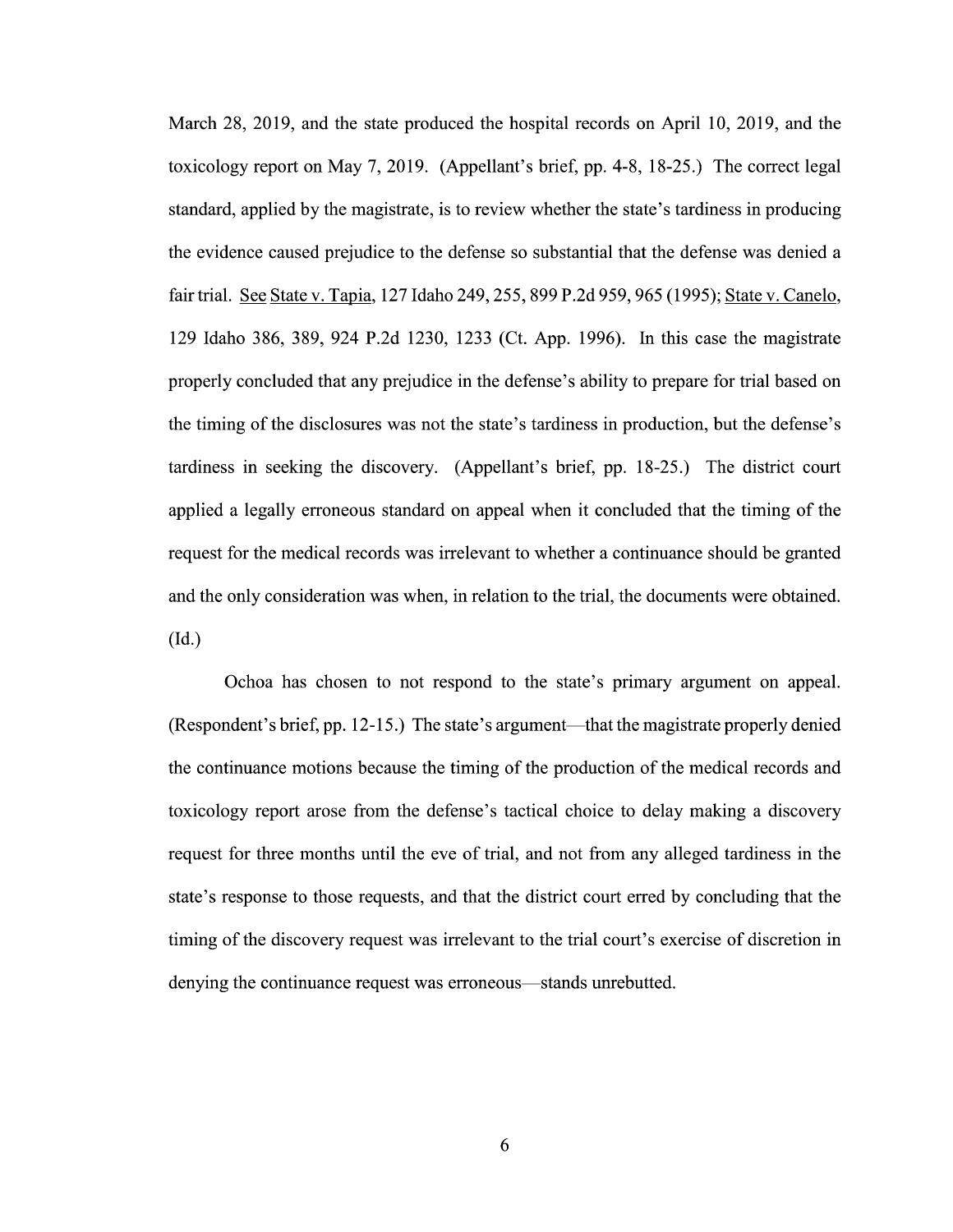March 28, 2019, and the state produced the hospital records on April 10, 2019, and the toxicology report on May 7, 2019. (Appellant's brief, pp. 4-8, 18-25.) The correct legal standard, applied by the magistrate, is to review whether the state's tardiness in producing the evidence caused prejudice to the defense so substantial that the defense was denied a fair trial. See State v. Tapia, 127 Idaho 249, 255, 899 P.2d 959, 965 (1995); State v. Canelo, 129 Idaho 386, 389, 924 P.2d 1230, 1233 (Ct. App. 1996). In this case the magistrate properly concluded that any prejudice in the defense's ability to prepare for trial based on the timing of the disclosures was not the state's tardiness in production, but the defense's tardiness in seeking the discovery. (Appellant's brief, pp. 18-25.) The district court applied a legally erroneous standard on appeal when it concluded that the timing of the request for the medical records was irrelevant to whether a continuance should be granted and the only consideration was when, in relation to the trial, the documents were obtained. (Id.)

Ochoa has chosen to not respond to the state's primary argument on appeal. (Respondent's brief, pp. 12-15.) The state's argument—that the magistrate properly denied the continuance motions because the timing of the production of the medical records and toxicology report arose from the defense's tactical choice to delay making a discovery request for three months until the eve of trial, and not from any alleged tardiness in the state's response to those requests, and that the district court erred by concluding that the timing of the discovery request was irrelevant to the trial court's exercise of discretion in denying the continuance request was erroneous—stands unrebutted.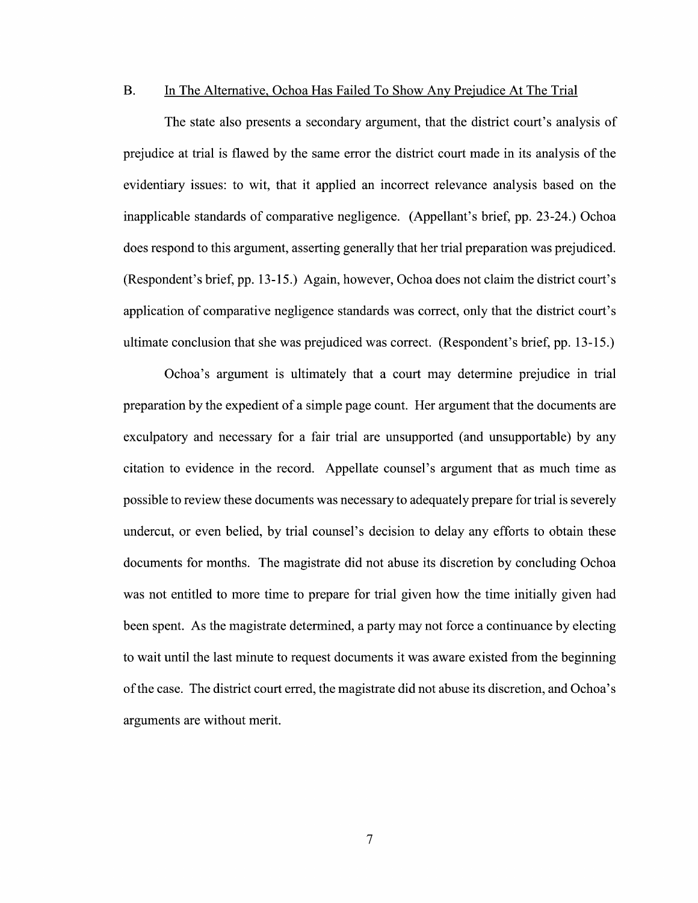### B. In The Alternative, Ochoa Has Failed To Show Any Prejudice At The Trial

The state also presents a secondary argument, that the district court's analysis of prejudice at trial is flawed by the same error the district court made in its analysis of the evidentiary issues: to wit, that it applied an incorrect relevance analysis based on the inapplicable standards of comparative negligence. (Appellant's brief, pp. 23-24.) Ochoa does respond to this argument, asserting generally that her trial preparation was prejudiced. (Respondent's brief, pp. 13-15.) Again, however, Ochoa does not claim the district court's application of comparative negligence standards was correct, only that the district court's ultimate conclusion that she was prejudiced was correct. (Respondent's brief, pp. 13-15.)

Ochoa's argument is ultimately that a court may determine prejudice in trial preparation by the expedient of a simple page count. Her argument that the documents are exculpatory and necessary for a fair trial are unsupported (and unsupportable) by any citation to evidence in the record. Appellate counsel's argument that as much time as possible to review these documents was necessary to adequately prepare for trial is severely undercut, or even belied, by trial counsel's decision to delay any efforts to obtain these documents for months. The magistrate did not abuse its discretion by concluding Ochoa was not entitled to more time to prepare for trial given how the time initially given had been spent. As the magistrate determined, a party may not force a continuance by electing to wait until the last minute to request documents it was aware existed from the beginning of the case. The district court erred, the magistrate did not abuse its discretion, and Ochoa's arguments are without merit.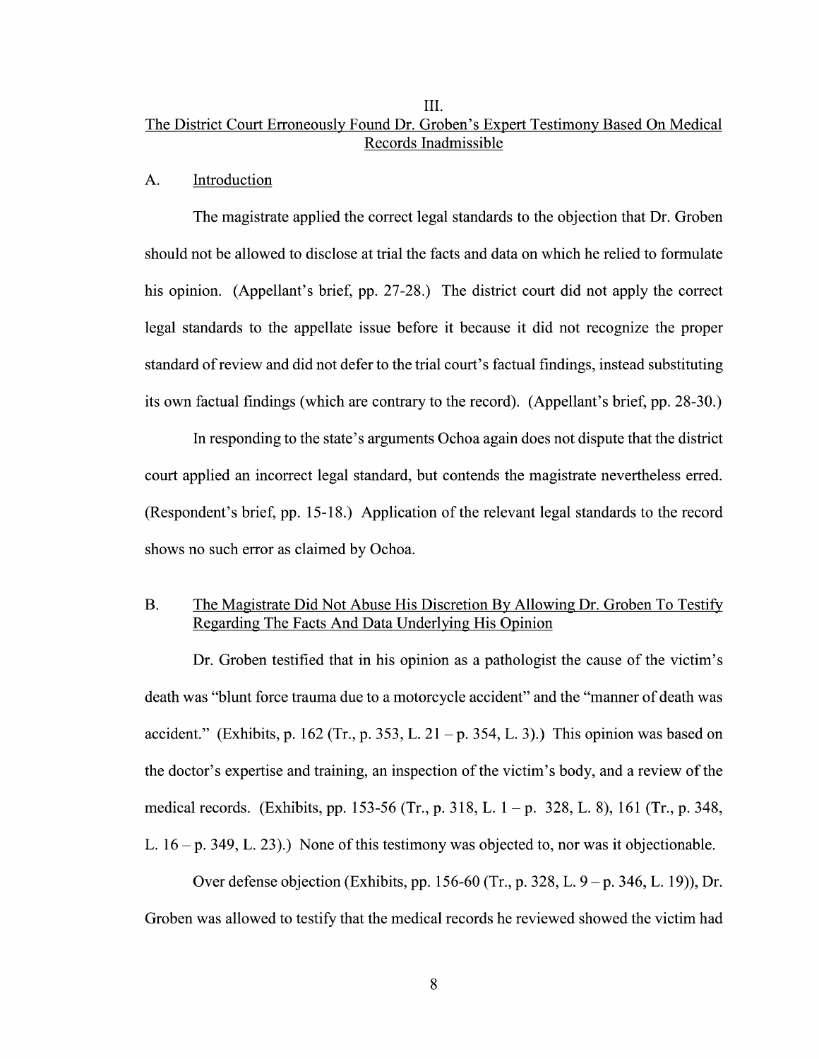## III.

## The District Court Erroneously Found Dr. Groben's Expert Testimony Based On Medical Records Inadmissible

### A. Introduction

The magistrate applied the correct legal standards to the objection that Dr. Groben should not be allowed to disclose at trial the facts and data on which he relied to formulate his opinion. (Appellant's brief, pp. 27-28.) The district court did not apply the correct legal standards to the appellate issue before it because it did not recognize the proper standard of review and did not defer to the trial court's factual findings, instead substituting its own factual findings (which are contrary to the record). (Appellant's brief, pp. 28-30.)

In responding to the state's arguments Ochoa again does not dispute that the district court applied an incorrect legal standard, but contends the magistrate nevertheless erred. (Respondent's brief, pp. 15-18.) Application of the relevant legal standards to the record shows no such error as claimed by Ochoa.

### B. The Magistrate Did Not Abuse His Discretion By Allowing Dr. Groben To Testify Regarding The Facts And Data Underlying His Opinion

Dr. Groben testified that in his opinion as a pathologist the cause of the victim's death was "blunt force trauma due to a motorcycle accident" and the "manner of death was accident." (Exhibits, p. 162 (Tr., p. 353, L. 21 – p. 354, L. 3).) This opinion was based on the doctor's expertise and training, an inspection of the victim's body, and a review of the medical records. (Exhibits, pp. 153-56 (Tr., p. 318, L. 1 – p. 328, L. 8), 161 (Tr., p. 348, L. 16 – p. 349, L. 23).) None of this testimony was objected to, nor was it objectionable.

Over defense objection (Exhibits, pp. 156-60 (Tr., p. 328, L. 9 – p. 346, L. 19)), Dr. Groben was allowed to testify that the medical records he reviewed showed the victim had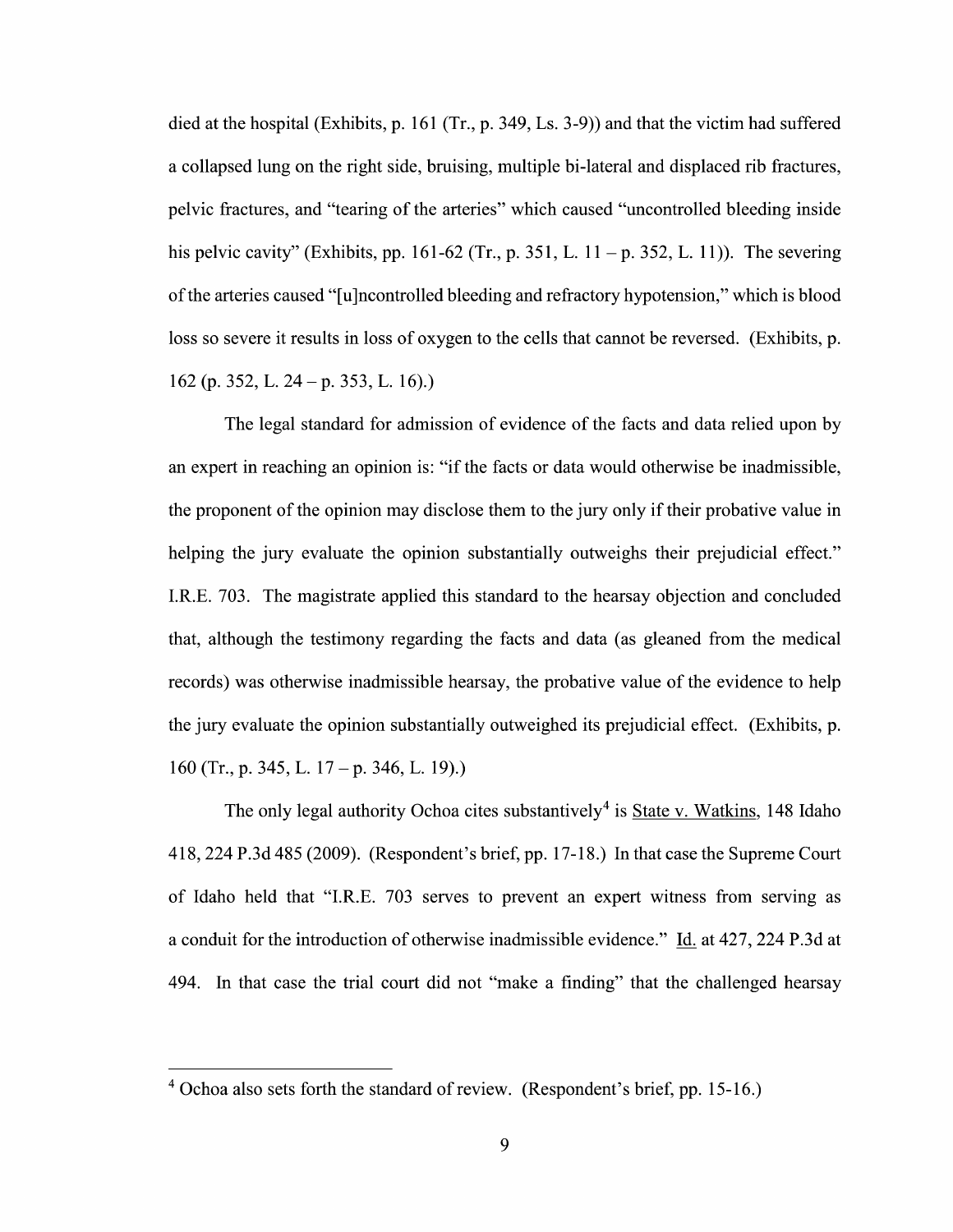died at the hospital (Exhibits, p. 161 (Tr., p. 349, Ls. 3-9)) and that the victim had suffered a collapsed lung on the right side, bruising, multiple bi-lateral and displaced rib fractures, pelvic fractures, and "tearing of the arteries" which caused "uncontrolled bleeding inside his pelvic cavity" (Exhibits, pp. 161-62 (Tr., p. 351, L. 11 – p. 352, L. 11)). The severing of the arteries caused "[u]ncontrolled bleeding and refractory hypotension," which is blood loss so severe it results in loss of oxygen to the cells that cannot be reversed. (Exhibits, p. 162 (p. 352, L. 24 – p. 353, L. 16).)

The legal standard for admission of evidence of the facts and data relied upon by an expert in reaching an opinion is: "if the facts or data would otherwise be inadmissible, the proponent of the opinion may disclose them to the jury only if their probative value in helping the jury evaluate the opinion substantially outweighs their prejudicial effect." I.R.E. 703. The magistrate applied this standard to the hearsay objection and concluded that, although the testimony regarding the facts and data (as gleaned from the medical records) was otherwise inadmissible hearsay, the probative value of the evidence to help the jury evaluate the opinion substantially outweighed its prejudicial effect. (Exhibits, p. 160 (Tr., p. 345, L. 17 – p. 346, L. 19).)

The only legal authority Ochoa cites substantively[4] is State v. Watkins, 148 Idaho 418, 224 P.3d 485 (2009). (Respondent's brief, pp. 17-18.) In that case the Supreme Court of Idaho held that "I.R.E. 703 serves to prevent an expert witness from serving as a conduit for the introduction of otherwise inadmissible evidence." Id. at 427, 224 P.3d at 494. In that case the trial court did not "make a finding" that the challenged hearsay

---

[4] Ochoa also sets forth the standard of review. (Respondent's brief, pp. 15-16.)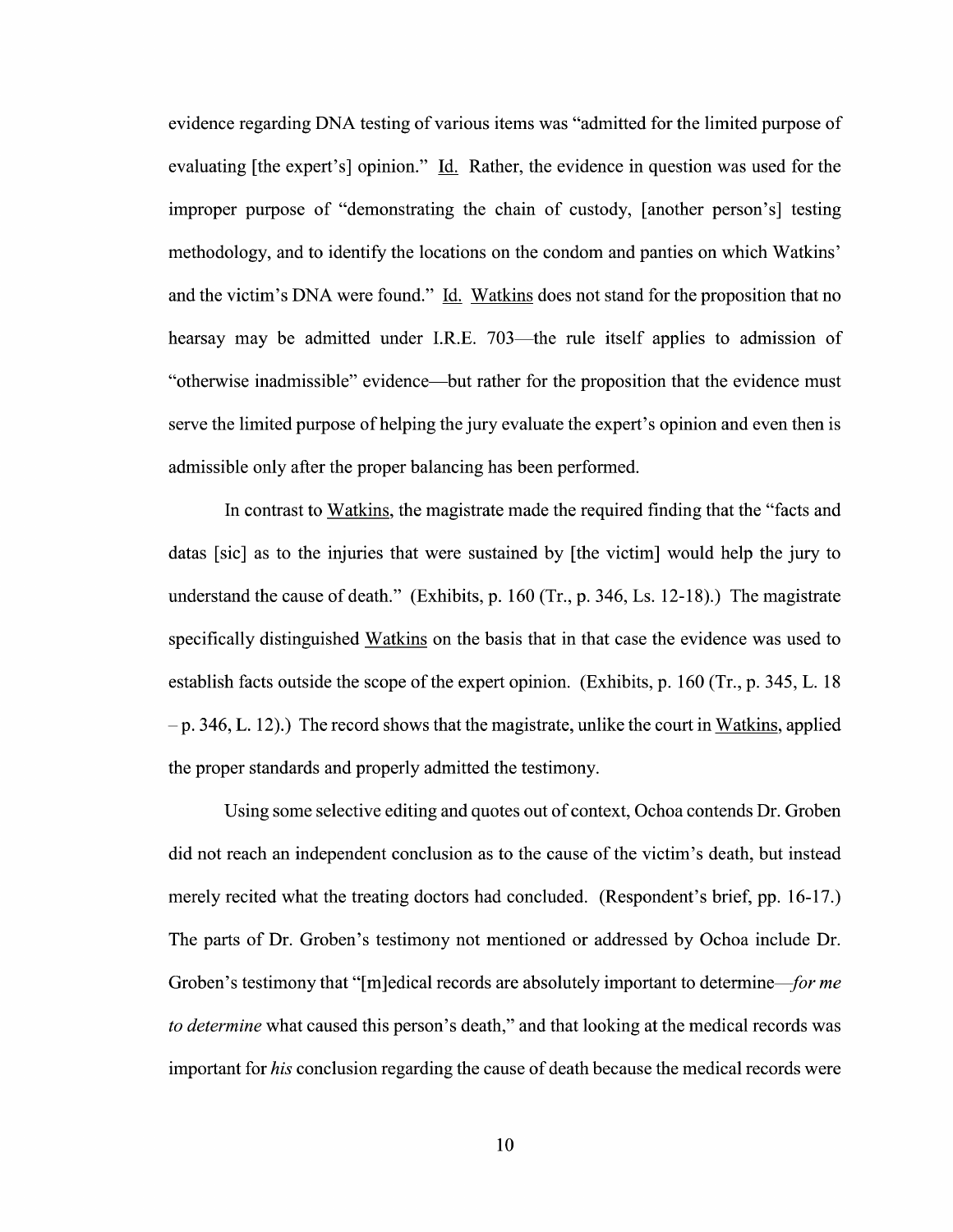evidence regarding DNA testing of various items was "admitted for the limited purpose of evaluating [the expert's] opinion." Id. Rather, the evidence in question was used for the improper purpose of "demonstrating the chain of custody, [another person's] testing methodology, and to identify the locations on the condom and panties on which Watkins' and the victim's DNA were found." Id. Watkins does not stand for the proposition that no hearsay may be admitted under I.R.E. 703—the rule itself applies to admission of "otherwise inadmissible" evidence—but rather for the proposition that the evidence must serve the limited purpose of helping the jury evaluate the expert's opinion and even then is admissible only after the proper balancing has been performed.

In contrast to Watkins, the magistrate made the required finding that the "facts and datas [sic] as to the injuries that were sustained by [the victim] would help the jury to understand the cause of death." (Exhibits, p. 160 (Tr., p. 346, Ls. 12-18).) The magistrate specifically distinguished Watkins on the basis that in that case the evidence was used to establish facts outside the scope of the expert opinion. (Exhibits, p. 160 (Tr., p. 345, L. 18 – p. 346, L. 12).) The record shows that the magistrate, unlike the court in Watkins, applied the proper standards and properly admitted the testimony.

Using some selective editing and quotes out of context, Ochoa contends Dr. Groben did not reach an independent conclusion as to the cause of the victim's death, but instead merely recited what the treating doctors had concluded. (Respondent's brief, pp. 16-17.) The parts of Dr. Groben's testimony not mentioned or addressed by Ochoa include Dr. Groben's testimony that "[m]edical records are absolutely important to determine—*for me to determine* what caused this person's death," and that looking at the medical records was important for *his* conclusion regarding the cause of death because the medical records were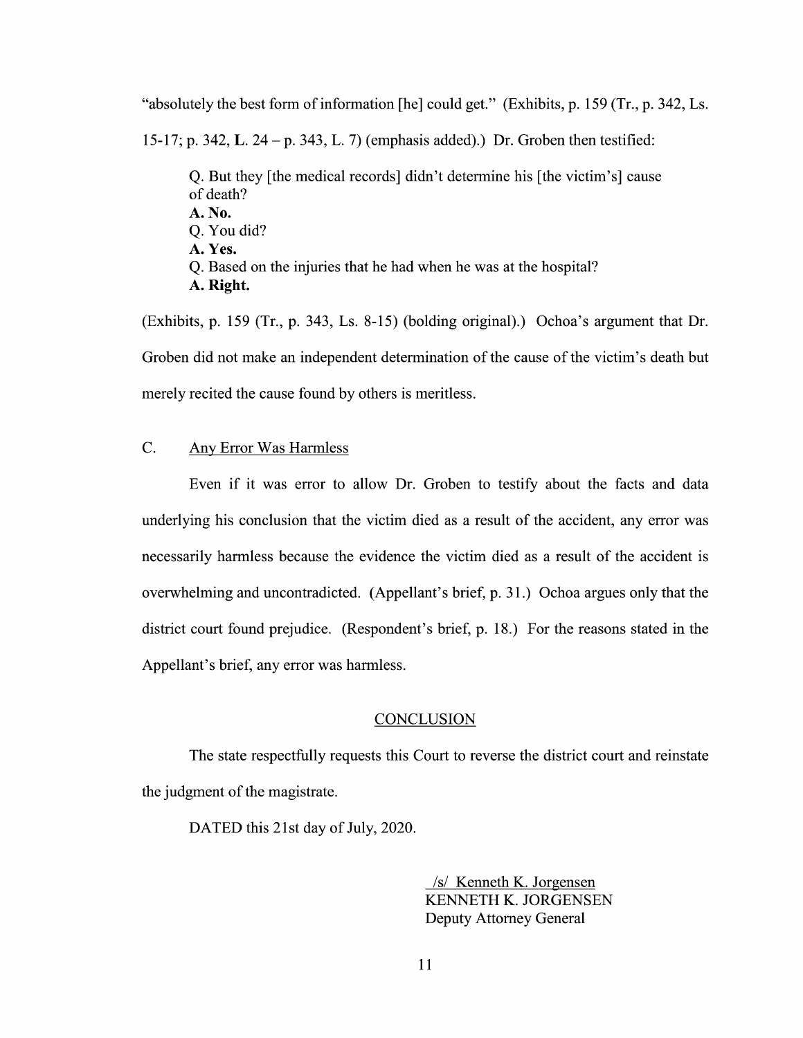"absolutely the best form of information [he] could get." (Exhibits, p. 159 (Tr., p. 342, Ls. 15-17; p. 342, **L.** 24 – p. 343, L. 7) (emphasis added).) Dr. Groben then testified:

> Q. But they [the medical records] didn't determine his [the victim's] cause of death?
> **A. No.**
> Q. You did?
> **A. Yes.**
> Q. Based on the injuries that he had when he was at the hospital?
> **A. Right.**

(Exhibits, p. 159 (Tr., p. 343, Ls. 8-15) (bolding original).) Ochoa's argument that Dr. Groben did not make an independent determination of the cause of the victim's death but merely recited the cause found by others is meritless.

C. <u>Any Error Was Harmless</u>

Even if it was error to allow Dr. Groben to testify about the facts and data underlying his conclusion that the victim died as a result of the accident, any error was necessarily harmless because the evidence the victim died as a result of the accident is overwhelming and uncontradicted. (Appellant's brief, p. 31.) Ochoa argues only that the district court found prejudice. (Respondent's brief, p. 18.) For the reasons stated in the Appellant's brief, any error was harmless.

## <u>CONCLUSION</u>

The state respectfully requests this Court to reverse the district court and reinstate the judgment of the magistrate.

DATED this 21st day of July, 2020.

<u>/s/ Kenneth K. Jorgensen</u>
KENNETH K. JORGENSEN
Deputy Attorney General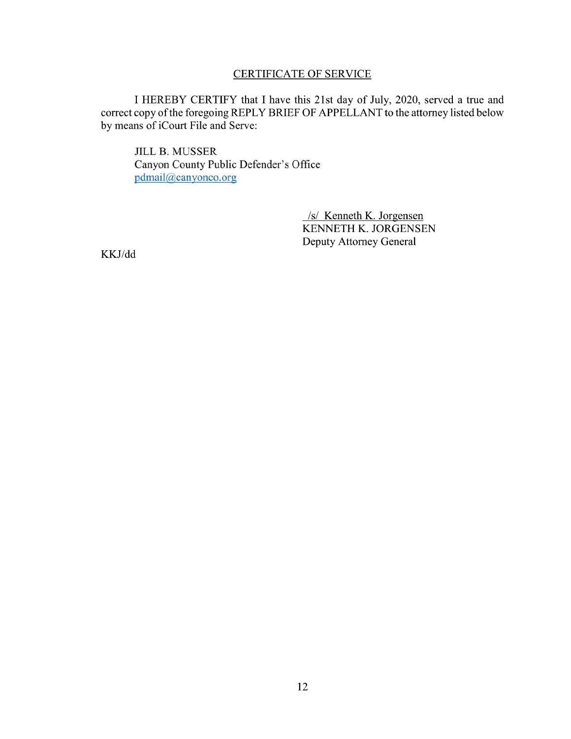## CERTIFICATE OF SERVICE

I HEREBY CERTIFY that I have this 21st day of July, 2020, served a true and correct copy of the foregoing REPLY BRIEF OF APPELLANT to the attorney listed below by means of iCourt File and Serve:

JILL B. MUSSER
Canyon County Public Defender's Office
pdmail@canyonco.org

/s/ Kenneth K. Jorgensen
KENNETH K. JORGENSEN
Deputy Attorney General

KKJ/dd